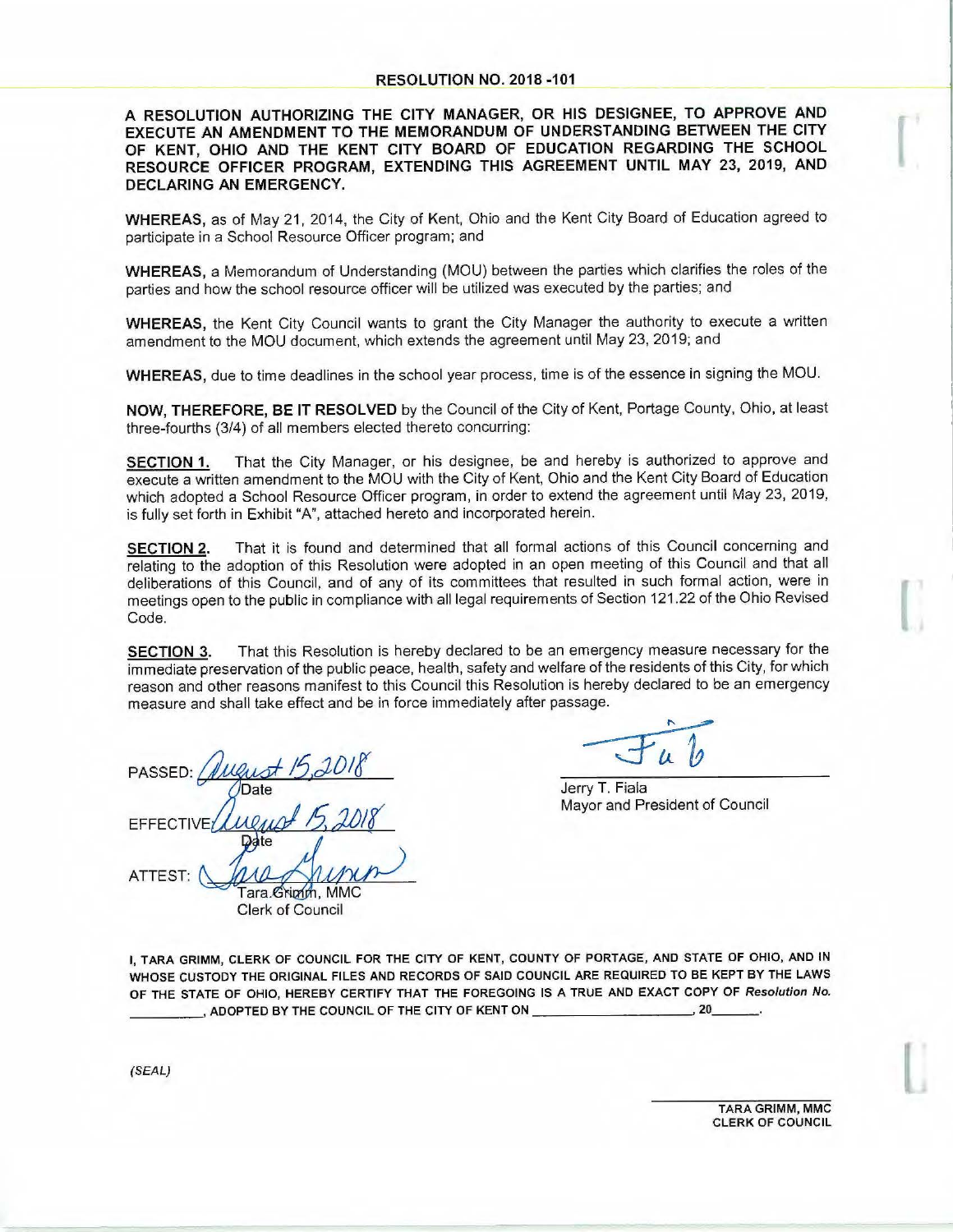# RESOLUTION NO. 2018 -101

**A RESOLUTION AUTHORIZING THE CITY MANAGER, OR HIS DESIGNEE, TO APPROVE AND EXECUTE AN AMENDMENT TO THE MEMORANDUM OF UNDERSTANDING BETWEEN THE CITY OF KENT, OHIO AND THE KENT CITY BOARD OF EDUCATION REGARDING THE SCHOOL RESOURCE OFFICER PROGRAM, EXTENDING THIS AGREEMENT UNTIL MAY 23, 2019, AND DECLARING AN EMERGENCY.**

**WHEREAS,** as of May 21, 2014, the City of Kent, Ohio and the Kent City Board of Education agreed to participate in a School Resource Officer program; and

**WHEREAS,** a Memorandum of Understanding (MOU) between the parties which clarifies the roles of the parties and how the school resource officer will be utilized was executed by the parties; and

**WHEREAS,** the Kent City Council wants to grant the City Manager the authority to execute a written amendment to the MOU document, which extends the agreement until May 23, 2019; and

**WHEREAS,** due to time deadlines in the school year process, time is of the essence in signing the MOU.

**NOW, THEREFORE, BE IT RESOLVED** by the Council of the City of Kent, Portage County, Ohio, at least three-fourths (3/4) of all members elected thereto concurring:

**SECTION 1.** That the City Manager, or his designee, be and hereby is authorized to approve and execute a written amendment to the MOU with the City of Kent, Ohio and the Kent City Board of Education which adopted a School Resource Officer program, in order to extend the agreement until May 23, 2019, is fully set forth in Exhibit "A", attached hereto and incorporated herein.

**SECTION 2.** That it is found and determined that all formal actions of this Council concerning and relating to the adoption of this Resolution were adopted in an open meeting of this Council and that all deliberations of this Council, and of any of its committees that resulted in such formal action, were in meetings open to the public in compliance with all legal requirements of Section 121.22 of the Ohio Revised Code.

**SECTION 3.** That this Resolution is hereby declared to be an emergency measure necessary for the immediate preservation of the public peace, health, safety and welfare of the residents of this City, for which reason and other reasons manifest to this Council this Resolution is hereby declared to be an emergency measure and shall take effect and be in force immediately after passage.

PASSED: August 15, 2018
Date

EFFECTIVE: August 15, 2018
Date

ATTEST: Tara Grimm
Tara Grimm, MMC
Clerk of Council

Jerry T. Fiala
Mayor and President of Council

I, TARA GRIMM, CLERK OF COUNCIL FOR THE CITY OF KENT, COUNTY OF PORTAGE, AND STATE OF OHIO, AND IN WHOSE CUSTODY THE ORIGINAL FILES AND RECORDS OF SAID COUNCIL ARE REQUIRED TO BE KEPT BY THE LAWS OF THE STATE OF OHIO, HEREBY CERTIFY THAT THE FOREGOING IS A TRUE AND EXACT COPY OF *Resolution No.* __________, ADOPTED BY THE COUNCIL OF THE CITY OF KENT ON ____________________, 20______.

*(SEAL)*

TARA GRIMM, MMC
CLERK OF COUNCIL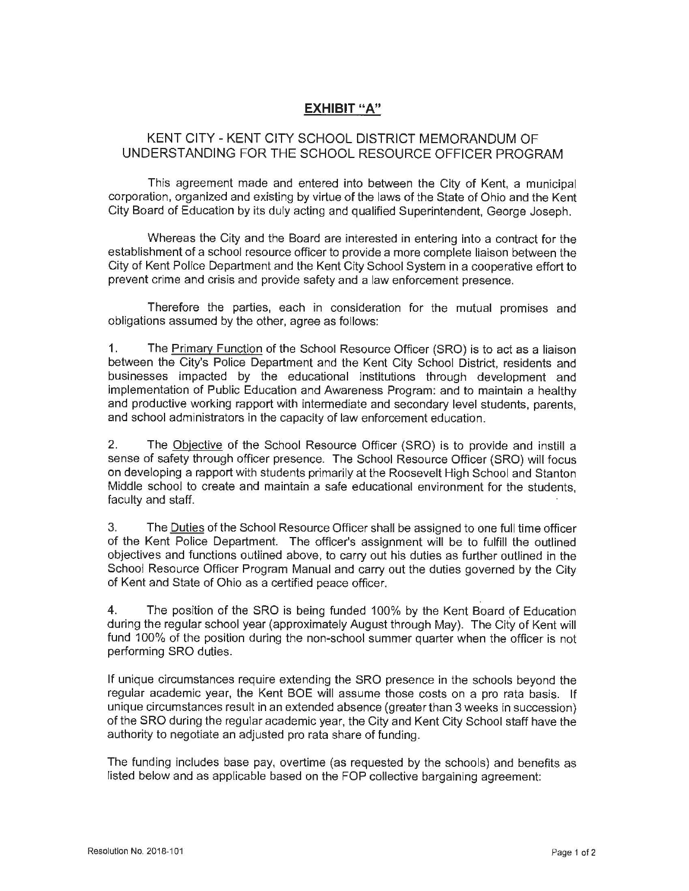## EXHIBIT "A"

### KENT CITY - KENT CITY SCHOOL DISTRICT MEMORANDUM OF UNDERSTANDING FOR THE SCHOOL RESOURCE OFFICER PROGRAM

This agreement made and entered into between the City of Kent, a municipal corporation, organized and existing by virtue of the laws of the State of Ohio and the Kent City Board of Education by its duly acting and qualified Superintendent, George Joseph.

Whereas the City and the Board are interested in entering into a contract for the establishment of a school resource officer to provide a more complete liaison between the City of Kent Police Department and the Kent City School System in a cooperative effort to prevent crime and crisis and provide safety and a law enforcement presence.

Therefore the parties, each in consideration for the mutual promises and obligations assumed by the other, agree as follows:

1. The Primary Function of the School Resource Officer (SRO) is to act as a liaison between the City's Police Department and the Kent City School District, residents and businesses impacted by the educational institutions through development and implementation of Public Education and Awareness Program: and to maintain a healthy and productive working rapport with intermediate and secondary level students, parents, and school administrators in the capacity of law enforcement education.

2. The Objective of the School Resource Officer (SRO) is to provide and instill a sense of safety through officer presence. The School Resource Officer (SRO) will focus on developing a rapport with students primarily at the Roosevelt High School and Stanton Middle school to create and maintain a safe educational environment for the students, faculty and staff.

3. The Duties of the School Resource Officer shall be assigned to one full time officer of the Kent Police Department. The officer's assignment will be to fulfill the outlined objectives and functions outlined above, to carry out his duties as further outlined in the School Resource Officer Program Manual and carry out the duties governed by the City of Kent and State of Ohio as a certified peace officer.

4. The position of the SRO is being funded 100% by the Kent Board of Education during the regular school year (approximately August through May). The City of Kent will fund 100% of the position during the non-school summer quarter when the officer is not performing SRO duties.

If unique circumstances require extending the SRO presence in the schools beyond the regular academic year, the Kent BOE will assume those costs on a pro rata basis. If unique circumstances result in an extended absence (greater than 3 weeks in succession) of the SRO during the regular academic year, the City and Kent City School staff have the authority to negotiate an adjusted pro rata share of funding.

The funding includes base pay, overtime (as requested by the schools) and benefits as listed below and as applicable based on the FOP collective bargaining agreement: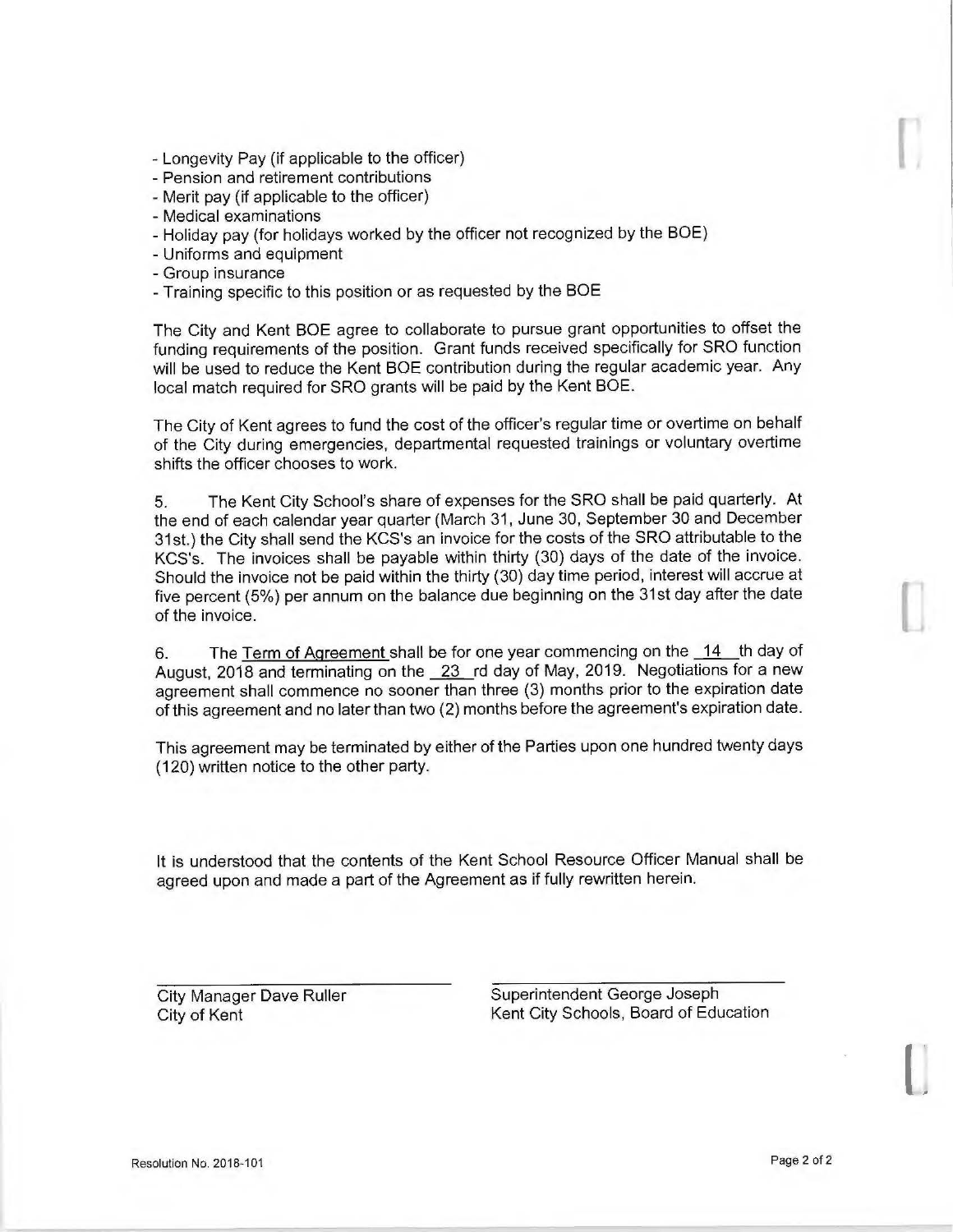- Longevity Pay (if applicable to the officer)
- Pension and retirement contributions
- Merit pay (if applicable to the officer)
- Medical examinations
- Holiday pay (for holidays worked by the officer not recognized by the BOE)
- Uniforms and equipment
- Group insurance
- Training specific to this position or as requested by the BOE

The City and Kent BOE agree to collaborate to pursue grant opportunities to offset the funding requirements of the position. Grant funds received specifically for SRO function will be used to reduce the Kent BOE contribution during the regular academic year. Any local match required for SRO grants will be paid by the Kent BOE.

The City of Kent agrees to fund the cost of the officer's regular time or overtime on behalf of the City during emergencies, departmental requested trainings or voluntary overtime shifts the officer chooses to work.

5. The Kent City School's share of expenses for the SRO shall be paid quarterly. At the end of each calendar year quarter (March 31, June 30, September 30 and December 31st.) the City shall send the KCS's an invoice for the costs of the SRO attributable to the KCS's. The invoices shall be payable within thirty (30) days of the date of the invoice. Should the invoice not be paid within the thirty (30) day time period, interest will accrue at five percent (5%) per annum on the balance due beginning on the 31st day after the date of the invoice.

6. The Term of Agreement shall be for one year commencing on the 14 th day of August, 2018 and terminating on the 23 rd day of May, 2019. Negotiations for a new agreement shall commence no sooner than three (3) months prior to the expiration date of this agreement and no later than two (2) months before the agreement's expiration date.

This agreement may be terminated by either of the Parties upon one hundred twenty days (120) written notice to the other party.

It is understood that the contents of the Kent School Resource Officer Manual shall be agreed upon and made a part of the Agreement as if fully rewritten herein.

City Manager Dave Ruller
City of Kent

Superintendent George Joseph
Kent City Schools, Board of Education

Resolution No. 2018-101